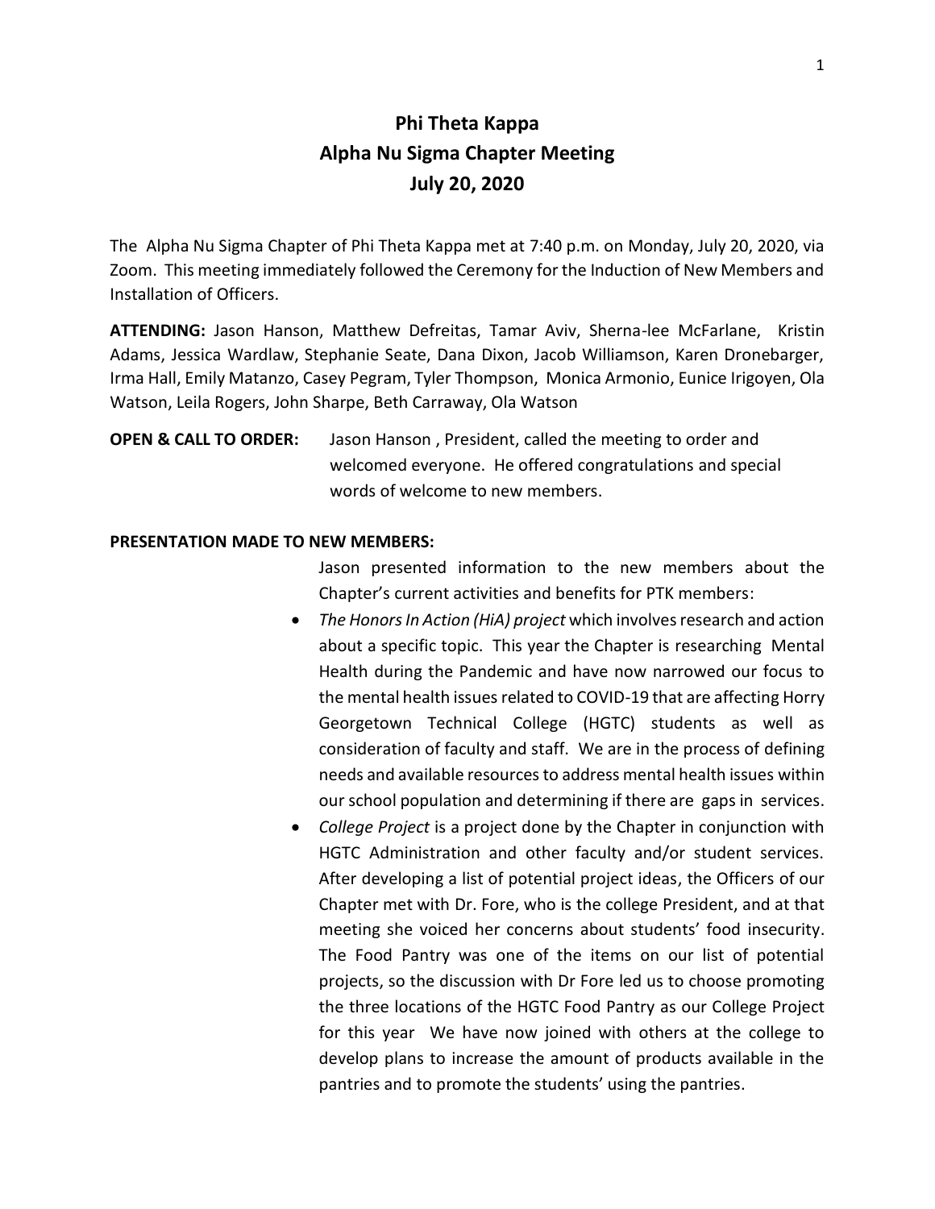# Phi Theta Kappa
# Alpha Nu Sigma Chapter Meeting
# July 20, 2020

The Alpha Nu Sigma Chapter of Phi Theta Kappa met at 7:40 p.m. on Monday, July 20, 2020, via Zoom. This meeting immediately followed the Ceremony for the Induction of New Members and Installation of Officers.

**ATTENDING:** Jason Hanson, Matthew Defreitas, Tamar Aviv, Sherna-lee McFarlane, Kristin Adams, Jessica Wardlaw, Stephanie Seate, Dana Dixon, Jacob Williamson, Karen Dronebarger, Irma Hall, Emily Matanzo, Casey Pegram, Tyler Thompson, Monica Armonio, Eunice Irigoyen, Ola Watson, Leila Rogers, John Sharpe, Beth Carraway, Ola Watson

**OPEN & CALL TO ORDER:** Jason Hanson , President, called the meeting to order and welcomed everyone. He offered congratulations and special words of welcome to new members.

**PRESENTATION MADE TO NEW MEMBERS:**

Jason presented information to the new members about the Chapter's current activities and benefits for PTK members:

- *The Honors In Action (HiA) project* which involves research and action about a specific topic. This year the Chapter is researching Mental Health during the Pandemic and have now narrowed our focus to the mental health issues related to COVID-19 that are affecting Horry Georgetown Technical College (HGTC) students as well as consideration of faculty and staff. We are in the process of defining needs and available resources to address mental health issues within our school population and determining if there are gaps in services.
- *College Project* is a project done by the Chapter in conjunction with HGTC Administration and other faculty and/or student services. After developing a list of potential project ideas, the Officers of our Chapter met with Dr. Fore, who is the college President, and at that meeting she voiced her concerns about students' food insecurity. The Food Pantry was one of the items on our list of potential projects, so the discussion with Dr Fore led us to choose promoting the three locations of the HGTC Food Pantry as our College Project for this year We have now joined with others at the college to develop plans to increase the amount of products available in the pantries and to promote the students' using the pantries.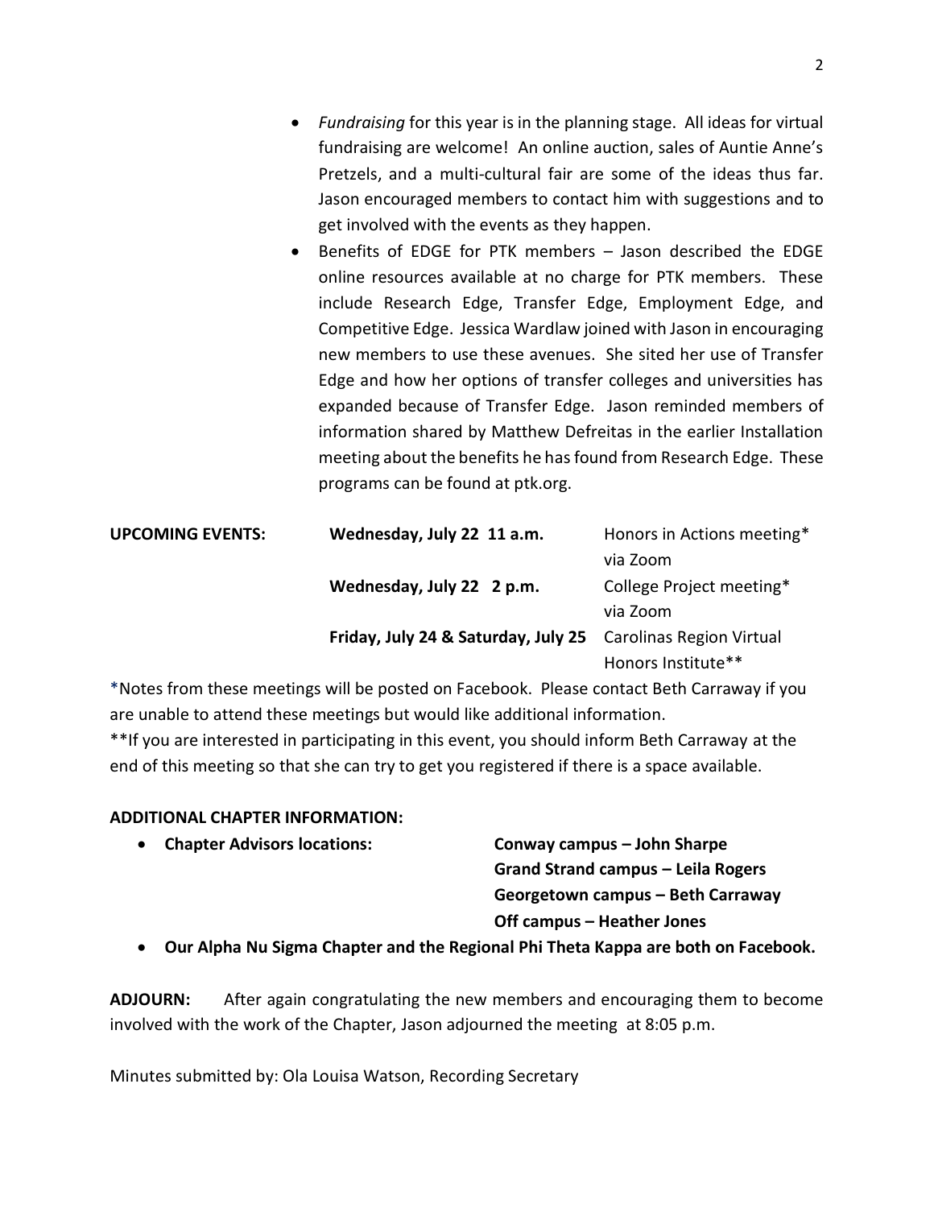- *Fundraising* for this year is in the planning stage. All ideas for virtual fundraising are welcome! An online auction, sales of Auntie Anne's Pretzels, and a multi-cultural fair are some of the ideas thus far. Jason encouraged members to contact him with suggestions and to get involved with the events as they happen.
- Benefits of EDGE for PTK members – Jason described the EDGE online resources available at no charge for PTK members. These include Research Edge, Transfer Edge, Employment Edge, and Competitive Edge. Jessica Wardlaw joined with Jason in encouraging new members to use these avenues. She sited her use of Transfer Edge and how her options of transfer colleges and universities has expanded because of Transfer Edge. Jason reminded members of information shared by Matthew Defreitas in the earlier Installation meeting about the benefits he has found from Research Edge. These programs can be found at ptk.org.

| | | |
|---|---|---|
| **UPCOMING EVENTS:** | **Wednesday, July 22 11 a.m.** | Honors in Actions meeting* via Zoom |
| | **Wednesday, July 22 2 p.m.** | College Project meeting* via Zoom |
| | **Friday, July 24 & Saturday, July 25** | Carolinas Region Virtual Honors Institute** |

*Notes from these meetings will be posted on Facebook. Please contact Beth Carraway if you are unable to attend these meetings but would like additional information.

**If you are interested in participating in this event, you should inform Beth Carraway at the end of this meeting so that she can try to get you registered if there is a space available.

**ADDITIONAL CHAPTER INFORMATION:**

- **Chapter Advisors locations:**
  **Conway campus – John Sharpe**
  **Grand Strand campus – Leila Rogers**
  **Georgetown campus – Beth Carraway**
  **Off campus – Heather Jones**
- **Our Alpha Nu Sigma Chapter and the Regional Phi Theta Kappa are both on Facebook.**

**ADJOURN:** After again congratulating the new members and encouraging them to become involved with the work of the Chapter, Jason adjourned the meeting at 8:05 p.m.

Minutes submitted by: Ola Louisa Watson, Recording Secretary